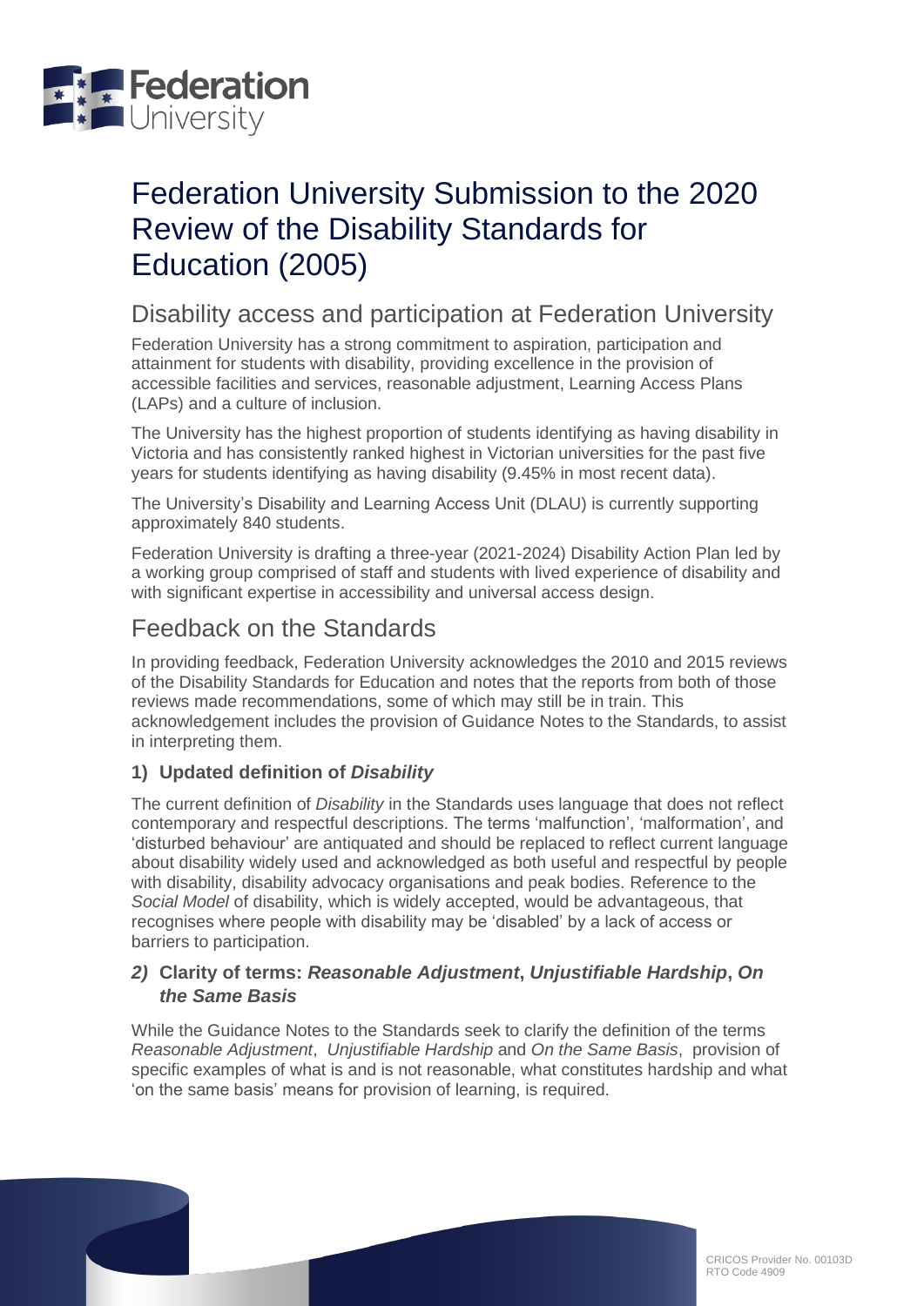# Federation University Submission to the 2020 Review of the Disability Standards for Education (2005)

## Disability access and participation at Federation University

Federation University has a strong commitment to aspiration, participation and attainment for students with disability, providing excellence in the provision of accessible facilities and services, reasonable adjustment, Learning Access Plans (LAPs) and a culture of inclusion.

The University has the highest proportion of students identifying as having disability in Victoria and has consistently ranked highest in Victorian universities for the past five years for students identifying as having disability (9.45% in most recent data).

The University's Disability and Learning Access Unit (DLAU) is currently supporting approximately 840 students.

Federation University is drafting a three-year (2021-2024) Disability Action Plan led by a working group comprised of staff and students with lived experience of disability and with significant expertise in accessibility and universal access design.

## Feedback on the Standards

In providing feedback, Federation University acknowledges the 2010 and 2015 reviews of the Disability Standards for Education and notes that the reports from both of those reviews made recommendations, some of which may still be in train. This acknowledgement includes the provision of Guidance Notes to the Standards, to assist in interpreting them.

### 1) Updated definition of *Disability*

The current definition of *Disability* in the Standards uses language that does not reflect contemporary and respectful descriptions. The terms 'malfunction', 'malformation', and 'disturbed behaviour' are antiquated and should be replaced to reflect current language about disability widely used and acknowledged as both useful and respectful by people with disability, disability advocacy organisations and peak bodies. Reference to the *Social Model* of disability, which is widely accepted, would be advantageous, that recognises where people with disability may be 'disabled' by a lack of access or barriers to participation.

### *2)* Clarity of terms: *Reasonable Adjustment*, *Unjustifiable Hardship*, *On the Same Basis*

While the Guidance Notes to the Standards seek to clarify the definition of the terms *Reasonable Adjustment*, *Unjustifiable Hardship* and *On the Same Basis*, provision of specific examples of what is and is not reasonable, what constitutes hardship and what 'on the same basis' means for provision of learning, is required.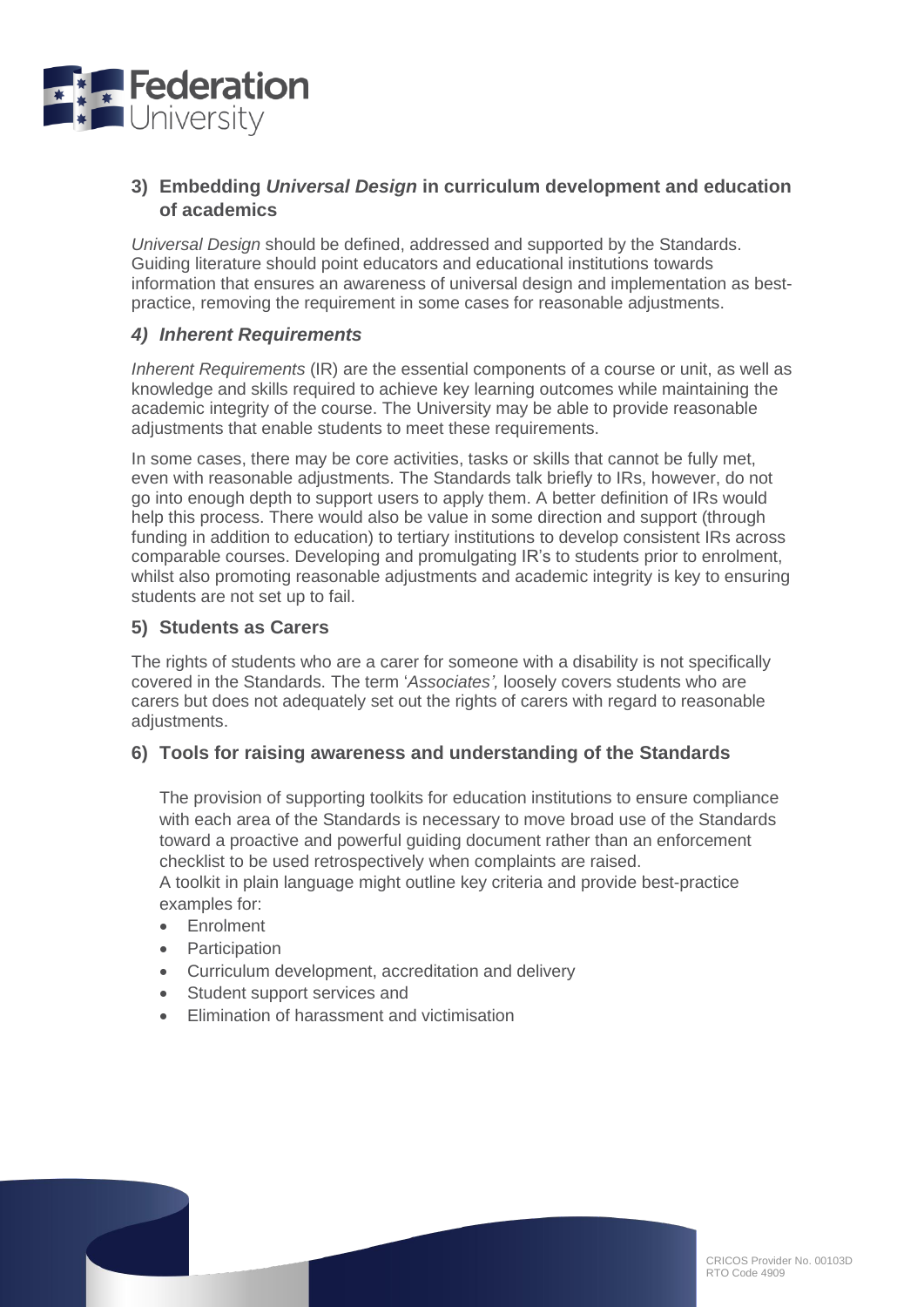### 3) Embedding *Universal Design* in curriculum development and education of academics

*Universal Design* should be defined, addressed and supported by the Standards. Guiding literature should point educators and educational institutions towards information that ensures an awareness of universal design and implementation as best-practice, removing the requirement in some cases for reasonable adjustments.

### *4) Inherent Requirements*

*Inherent Requirements* (IR) are the essential components of a course or unit, as well as knowledge and skills required to achieve key learning outcomes while maintaining the academic integrity of the course. The University may be able to provide reasonable adjustments that enable students to meet these requirements.

In some cases, there may be core activities, tasks or skills that cannot be fully met, even with reasonable adjustments. The Standards talk briefly to IRs, however, do not go into enough depth to support users to apply them. A better definition of IRs would help this process. There would also be value in some direction and support (through funding in addition to education) to tertiary institutions to develop consistent IRs across comparable courses. Developing and promulgating IR's to students prior to enrolment, whilst also promoting reasonable adjustments and academic integrity is key to ensuring students are not set up to fail.

### 5) Students as Carers

The rights of students who are a carer for someone with a disability is not specifically covered in the Standards. The term '*Associates',* loosely covers students who are carers but does not adequately set out the rights of carers with regard to reasonable adjustments.

### 6) Tools for raising awareness and understanding of the Standards

The provision of supporting toolkits for education institutions to ensure compliance with each area of the Standards is necessary to move broad use of the Standards toward a proactive and powerful guiding document rather than an enforcement checklist to be used retrospectively when complaints are raised.
A toolkit in plain language might outline key criteria and provide best-practice examples for:

- Enrolment
- Participation
- Curriculum development, accreditation and delivery
- Student support services and
- Elimination of harassment and victimisation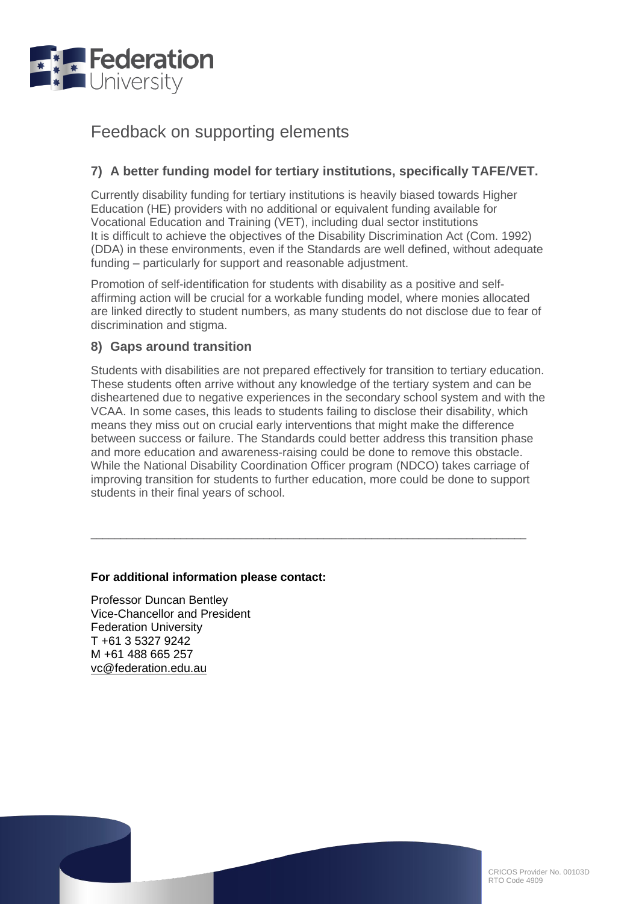# Feedback on supporting elements

## 7) A better funding model for tertiary institutions, specifically TAFE/VET.

Currently disability funding for tertiary institutions is heavily biased towards Higher Education (HE) providers with no additional or equivalent funding available for Vocational Education and Training (VET), including dual sector institutions
It is difficult to achieve the objectives of the Disability Discrimination Act (Com. 1992) (DDA) in these environments, even if the Standards are well defined, without adequate funding – particularly for support and reasonable adjustment.

Promotion of self-identification for students with disability as a positive and self-affirming action will be crucial for a workable funding model, where monies allocated are linked directly to student numbers, as many students do not disclose due to fear of discrimination and stigma.

## 8) Gaps around transition

Students with disabilities are not prepared effectively for transition to tertiary education. These students often arrive without any knowledge of the tertiary system and can be disheartened due to negative experiences in the secondary school system and with the VCAA. In some cases, this leads to students failing to disclose their disability, which means they miss out on crucial early interventions that might make the difference between success or failure. The Standards could better address this transition phase and more education and awareness-raising could be done to remove this obstacle. While the National Disability Coordination Officer program (NDCO) takes carriage of improving transition for students to further education, more could be done to support students in their final years of school.

---

**For additional information please contact:**

Professor Duncan Bentley
Vice-Chancellor and President
Federation University
T +61 3 5327 9242
M +61 488 665 257
vc@federation.edu.au

CRICOS Provider No. 00103D
RTO Code 4909